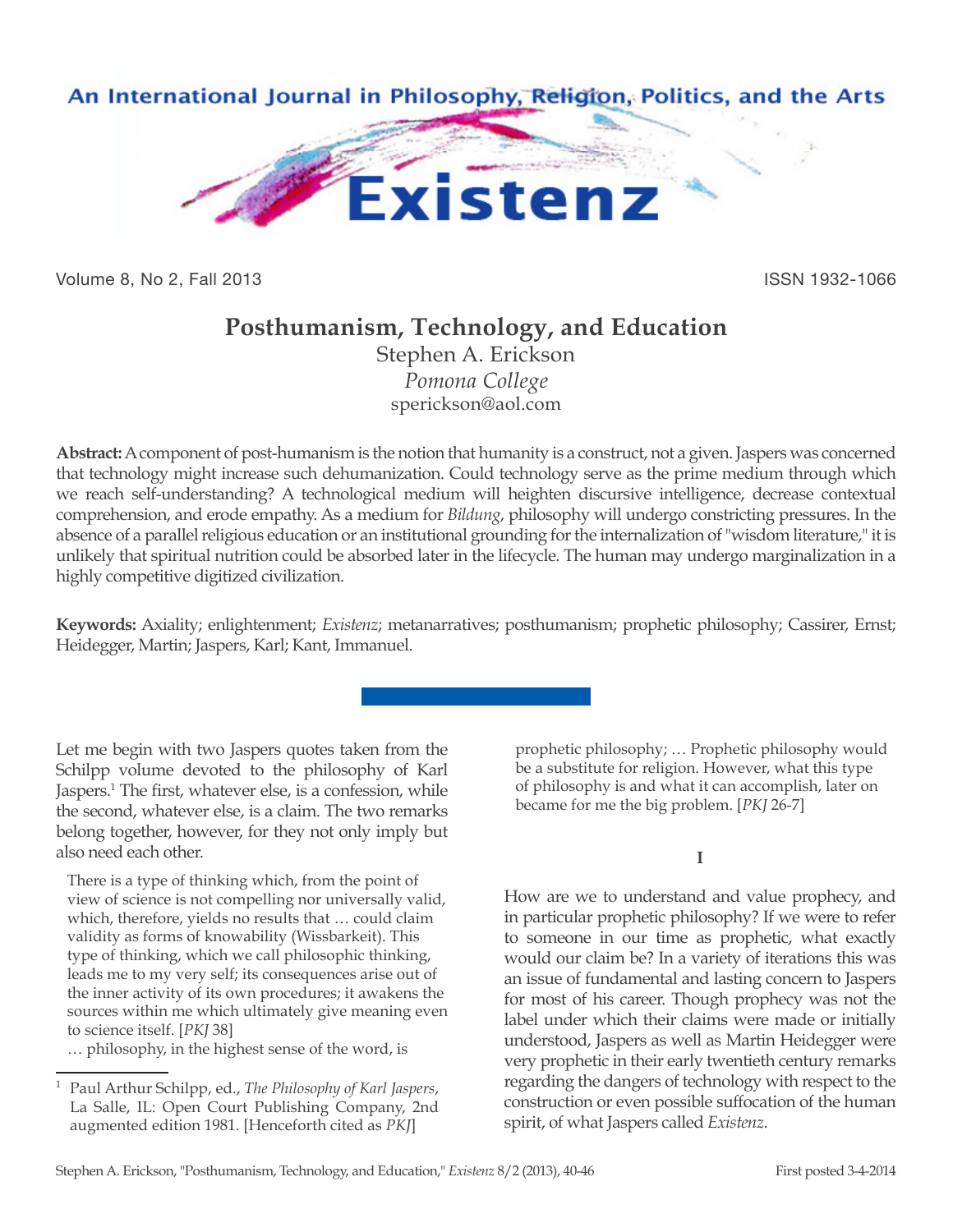# Posthumanism, Technology, and Education

Stephen A. Erickson

*Pomona College*

sperickson@aol.com

**Abstract:** A component of post-humanism is the notion that humanity is a construct, not a given. Jaspers was concerned that technology might increase such dehumanization. Could technology serve as the prime medium through which we reach self-understanding? A technological medium will heighten discursive intelligence, decrease contextual comprehension, and erode empathy. As a medium for *Bildung*, philosophy will undergo constricting pressures. In the absence of a parallel religious education or an institutional grounding for the internalization of "wisdom literature," it is unlikely that spiritual nutrition could be absorbed later in the lifecycle. The human may undergo marginalization in a highly competitive digitized civilization.

**Keywords:** Axiality; enlightenment; *Existenz*; metanarratives; posthumanism; prophetic philosophy; Cassirer, Ernst; Heidegger, Martin; Jaspers, Karl; Kant, Immanuel.

---

Let me begin with two Jaspers quotes taken from the Schilpp volume devoted to the philosophy of Karl Jaspers.[1] The first, whatever else, is a confession, while the second, whatever else, is a claim. The two remarks belong together, however, for they not only imply but also need each other.

> There is a type of thinking which, from the point of view of science is not compelling nor universally valid, which, therefore, yields no results that … could claim validity as forms of knowability (Wissbarkeit). This type of thinking, which we call philosophic thinking, leads me to my very self; its consequences arise out of the inner activity of its own procedures; it awakens the sources within me which ultimately give meaning even to science itself. [*PKJ* 38]
>
> … philosophy, in the highest sense of the word, is prophetic philosophy; … Prophetic philosophy would be a substitute for religion. However, what this type of philosophy is and what it can accomplish, later on became for me the big problem. [*PKJ* 26-7]

## I

How are we to understand and value prophecy, and in particular prophetic philosophy? If we were to refer to someone in our time as prophetic, what exactly would our claim be? In a variety of iterations this was an issue of fundamental and lasting concern to Jaspers for most of his career. Though prophecy was not the label under which their claims were made or initially understood, Jaspers as well as Martin Heidegger were very prophetic in their early twentieth century remarks regarding the dangers of technology with respect to the construction or even possible suffocation of the human spirit, of what Jaspers called *Existenz*.

---

[1] Paul Arthur Schilpp, ed., *The Philosophy of Karl Jaspers*, La Salle, IL: Open Court Publishing Company, 2nd augmented edition 1981. [Henceforth cited as *PKJ*]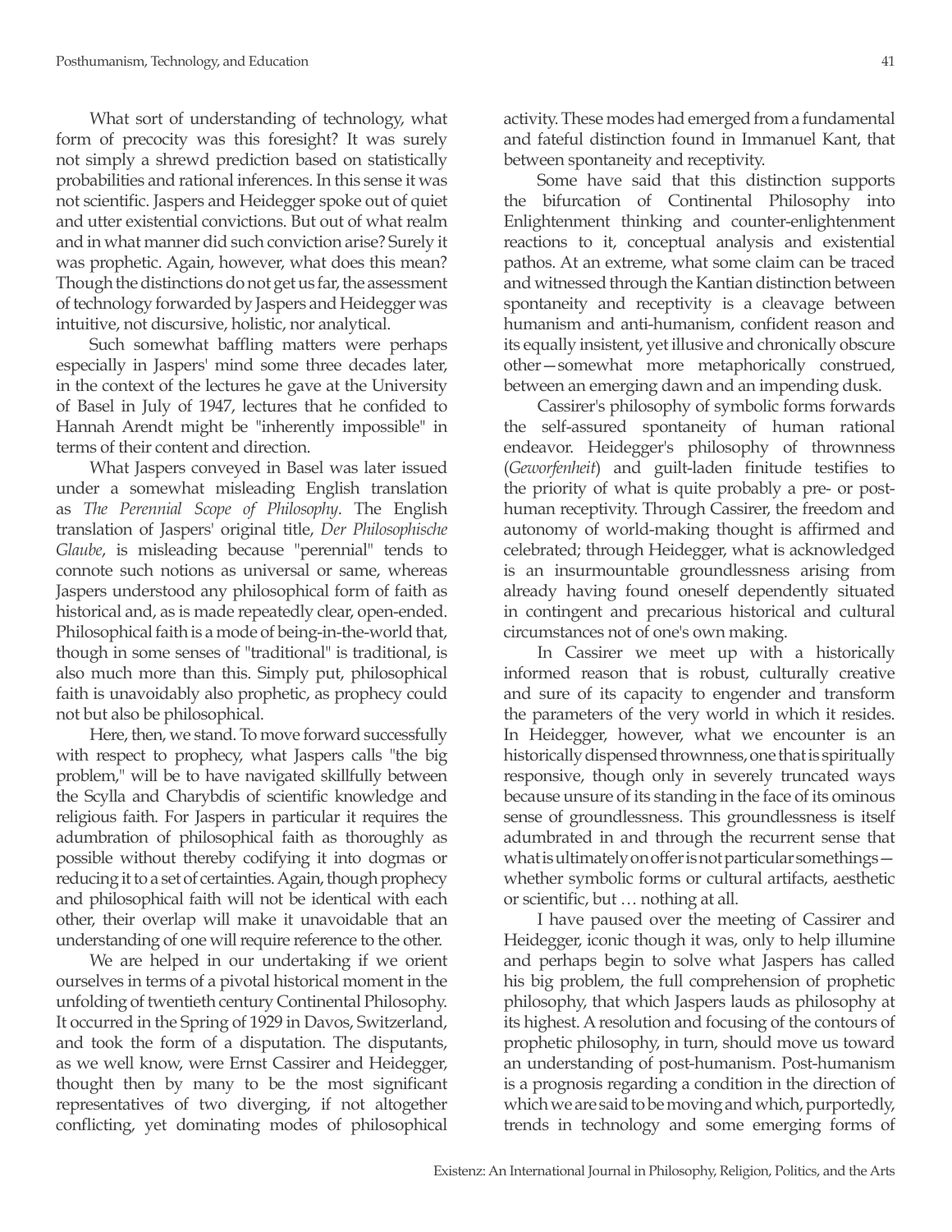What sort of understanding of technology, what form of precocity was this foresight? It was surely not simply a shrewd prediction based on statistically probabilities and rational inferences. In this sense it was not scientific. Jaspers and Heidegger spoke out of quiet and utter existential convictions. But out of what realm and in what manner did such conviction arise? Surely it was prophetic. Again, however, what does this mean? Though the distinctions do not get us far, the assessment of technology forwarded by Jaspers and Heidegger was intuitive, not discursive, holistic, nor analytical.

Such somewhat baffling matters were perhaps especially in Jaspers' mind some three decades later, in the context of the lectures he gave at the University of Basel in July of 1947, lectures that he confided to Hannah Arendt might be "inherently impossible" in terms of their content and direction.

What Jaspers conveyed in Basel was later issued under a somewhat misleading English translation as *The Perennial Scope of Philosophy*. The English translation of Jaspers' original title, *Der Philosophische Glaube*, is misleading because "perennial" tends to connote such notions as universal or same, whereas Jaspers understood any philosophical form of faith as historical and, as is made repeatedly clear, open-ended. Philosophical faith is a mode of being-in-the-world that, though in some senses of "traditional" is traditional, is also much more than this. Simply put, philosophical faith is unavoidably also prophetic, as prophecy could not but also be philosophical.

Here, then, we stand. To move forward successfully with respect to prophecy, what Jaspers calls "the big problem," will be to have navigated skillfully between the Scylla and Charybdis of scientific knowledge and religious faith. For Jaspers in particular it requires the adumbration of philosophical faith as thoroughly as possible without thereby codifying it into dogmas or reducing it to a set of certainties. Again, though prophecy and philosophical faith will not be identical with each other, their overlap will make it unavoidable that an understanding of one will require reference to the other.

We are helped in our undertaking if we orient ourselves in terms of a pivotal historical moment in the unfolding of twentieth century Continental Philosophy. It occurred in the Spring of 1929 in Davos, Switzerland, and took the form of a disputation. The disputants, as we well know, were Ernst Cassirer and Heidegger, thought then by many to be the most significant representatives of two diverging, if not altogether conflicting, yet dominating modes of philosophical activity. These modes had emerged from a fundamental and fateful distinction found in Immanuel Kant, that between spontaneity and receptivity.

Some have said that this distinction supports the bifurcation of Continental Philosophy into Enlightenment thinking and counter-enlightenment reactions to it, conceptual analysis and existential pathos. At an extreme, what some claim can be traced and witnessed through the Kantian distinction between spontaneity and receptivity is a cleavage between humanism and anti-humanism, confident reason and its equally insistent, yet illusive and chronically obscure other—somewhat more metaphorically construed, between an emerging dawn and an impending dusk.

Cassirer's philosophy of symbolic forms forwards the self-assured spontaneity of human rational endeavor. Heidegger's philosophy of thrownness (*Geworfenheit*) and guilt-laden finitude testifies to the priority of what is quite probably a pre- or post-human receptivity. Through Cassirer, the freedom and autonomy of world-making thought is affirmed and celebrated; through Heidegger, what is acknowledged is an insurmountable groundlessness arising from already having found oneself dependently situated in contingent and precarious historical and cultural circumstances not of one's own making.

In Cassirer we meet up with a historically informed reason that is robust, culturally creative and sure of its capacity to engender and transform the parameters of the very world in which it resides. In Heidegger, however, what we encounter is an historically dispensed thrownness, one that is spiritually responsive, though only in severely truncated ways because unsure of its standing in the face of its ominous sense of groundlessness. This groundlessness is itself adumbrated in and through the recurrent sense that what is ultimately on offer is not particular somethings—whether symbolic forms or cultural artifacts, aesthetic or scientific, but … nothing at all.

I have paused over the meeting of Cassirer and Heidegger, iconic though it was, only to help illumine and perhaps begin to solve what Jaspers has called his big problem, the full comprehension of prophetic philosophy, that which Jaspers lauds as philosophy at its highest. A resolution and focusing of the contours of prophetic philosophy, in turn, should move us toward an understanding of post-humanism. Post-humanism is a prognosis regarding a condition in the direction of which we are said to be moving and which, purportedly, trends in technology and some emerging forms of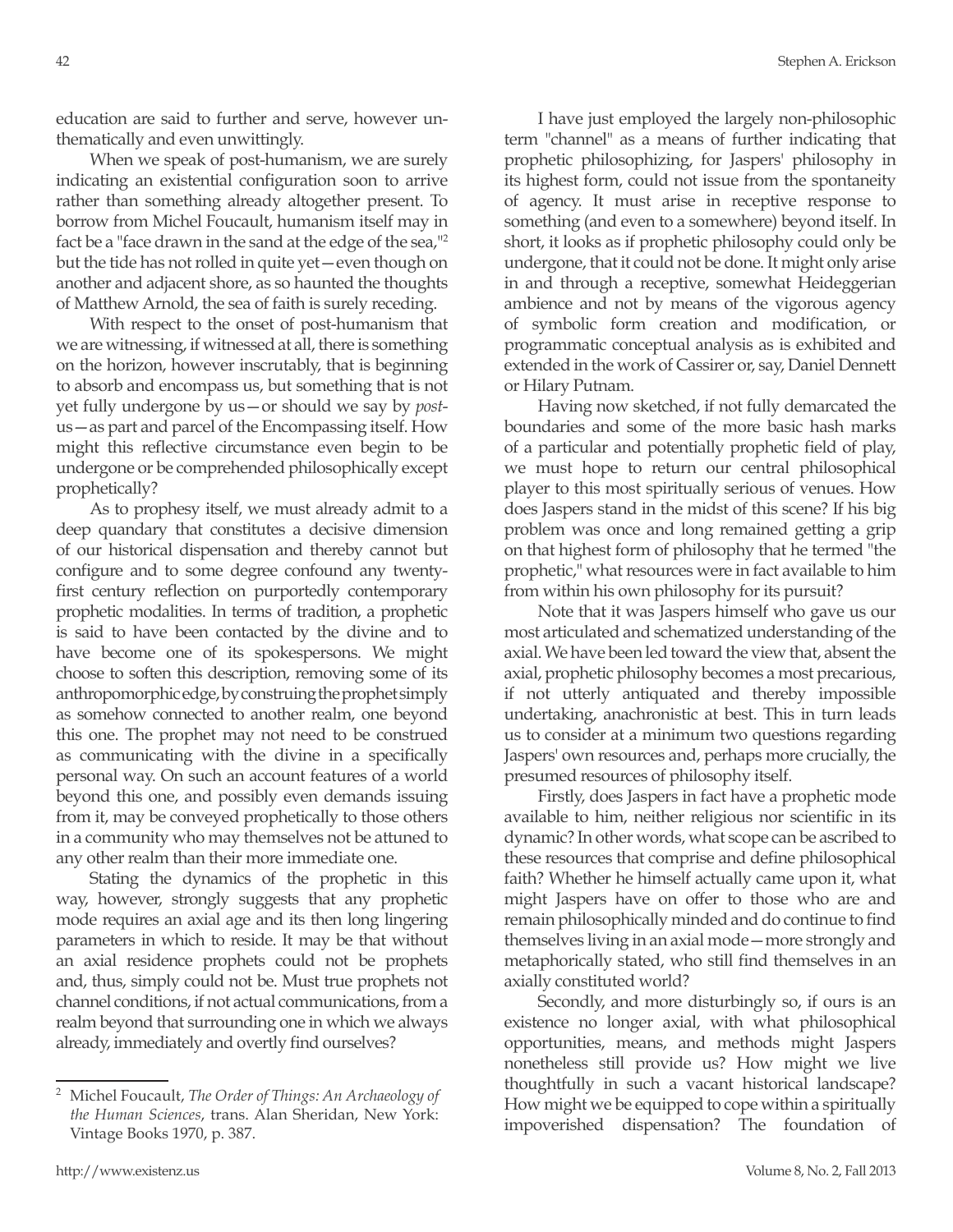education are said to further and serve, however unthematically and even unwittingly.

When we speak of post-humanism, we are surely indicating an existential configuration soon to arrive rather than something already altogether present. To borrow from Michel Foucault, humanism itself may in fact be a "face drawn in the sand at the edge of the sea,"[2] but the tide has not rolled in quite yet—even though on another and adjacent shore, as so haunted the thoughts of Matthew Arnold, the sea of faith is surely receding.

With respect to the onset of post-humanism that we are witnessing, if witnessed at all, there is something on the horizon, however inscrutably, that is beginning to absorb and encompass us, but something that is not yet fully undergone by us—or should we say by *post*-us—as part and parcel of the Encompassing itself. How might this reflective circumstance even begin to be undergone or be comprehended philosophically except prophetically?

As to prophesy itself, we must already admit to a deep quandary that constitutes a decisive dimension of our historical dispensation and thereby cannot but configure and to some degree confound any twenty-first century reflection on purportedly contemporary prophetic modalities. In terms of tradition, a prophetic is said to have been contacted by the divine and to have become one of its spokespersons. We might choose to soften this description, removing some of its anthropomorphic edge, by construing the prophet simply as somehow connected to another realm, one beyond this one. The prophet may not need to be construed as communicating with the divine in a specifically personal way. On such an account features of a world beyond this one, and possibly even demands issuing from it, may be conveyed prophetically to those others in a community who may themselves not be attuned to any other realm than their more immediate one.

Stating the dynamics of the prophetic in this way, however, strongly suggests that any prophetic mode requires an axial age and its then long lingering parameters in which to reside. It may be that without an axial residence prophets could not be prophets and, thus, simply could not be. Must true prophets not channel conditions, if not actual communications, from a realm beyond that surrounding one in which we always already, immediately and overtly find ourselves?

I have just employed the largely non-philosophic term "channel" as a means of further indicating that prophetic philosophizing, for Jaspers' philosophy in its highest form, could not issue from the spontaneity of agency. It must arise in receptive response to something (and even to a somewhere) beyond itself. In short, it looks as if prophetic philosophy could only be undergone, that it could not be done. It might only arise in and through a receptive, somewhat Heideggerian ambience and not by means of the vigorous agency of symbolic form creation and modification, or programmatic conceptual analysis as is exhibited and extended in the work of Cassirer or, say, Daniel Dennett or Hilary Putnam.

Having now sketched, if not fully demarcated the boundaries and some of the more basic hash marks of a particular and potentially prophetic field of play, we must hope to return our central philosophical player to this most spiritually serious of venues. How does Jaspers stand in the midst of this scene? If his big problem was once and long remained getting a grip on that highest form of philosophy that he termed "the prophetic," what resources were in fact available to him from within his own philosophy for its pursuit?

Note that it was Jaspers himself who gave us our most articulated and schematized understanding of the axial. We have been led toward the view that, absent the axial, prophetic philosophy becomes a most precarious, if not utterly antiquated and thereby impossible undertaking, anachronistic at best. This in turn leads us to consider at a minimum two questions regarding Jaspers' own resources and, perhaps more crucially, the presumed resources of philosophy itself.

Firstly, does Jaspers in fact have a prophetic mode available to him, neither religious nor scientific in its dynamic? In other words, what scope can be ascribed to these resources that comprise and define philosophical faith? Whether he himself actually came upon it, what might Jaspers have on offer to those who are and remain philosophically minded and do continue to find themselves living in an axial mode—more strongly and metaphorically stated, who still find themselves in an axially constituted world?

Secondly, and more disturbingly so, if ours is an existence no longer axial, with what philosophical opportunities, means, and methods might Jaspers nonetheless still provide us? How might we live thoughtfully in such a vacant historical landscape? How might we be equipped to cope within a spiritually impoverished dispensation? The foundation of

[2] Michel Foucault, *The Order of Things: An Archaeology of the Human Sciences*, trans. Alan Sheridan, New York: Vintage Books 1970, p. 387.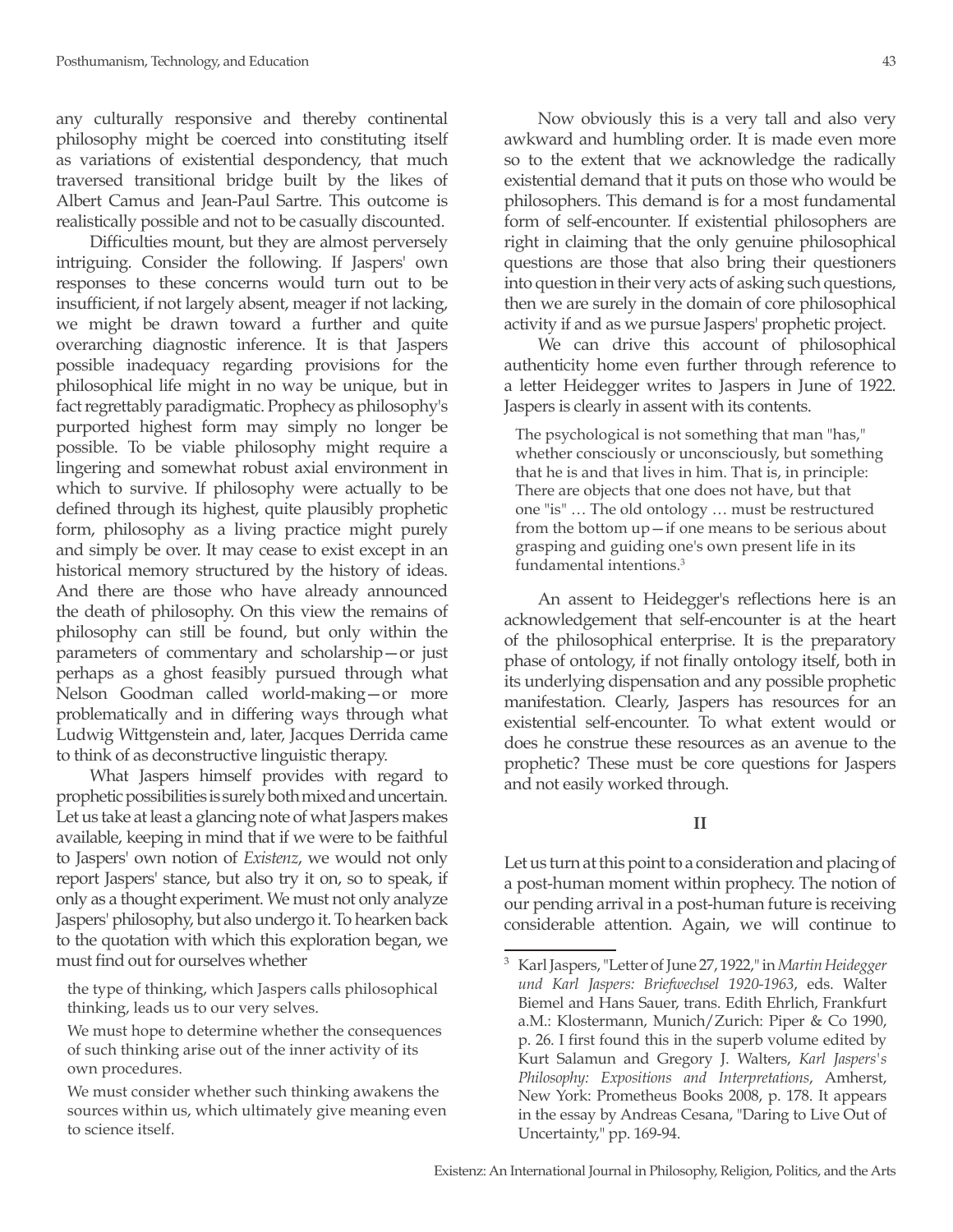any culturally responsive and thereby continental philosophy might be coerced into constituting itself as variations of existential despondency, that much traversed transitional bridge built by the likes of Albert Camus and Jean-Paul Sartre. This outcome is realistically possible and not to be casually discounted.

Difficulties mount, but they are almost perversely intriguing. Consider the following. If Jaspers' own responses to these concerns would turn out to be insufficient, if not largely absent, meager if not lacking, we might be drawn toward a further and quite overarching diagnostic inference. It is that Jaspers possible inadequacy regarding provisions for the philosophical life might in no way be unique, but in fact regrettably paradigmatic. Prophecy as philosophy's purported highest form may simply no longer be possible. To be viable philosophy might require a lingering and somewhat robust axial environment in which to survive. If philosophy were actually to be defined through its highest, quite plausibly prophetic form, philosophy as a living practice might purely and simply be over. It may cease to exist except in an historical memory structured by the history of ideas. And there are those who have already announced the death of philosophy. On this view the remains of philosophy can still be found, but only within the parameters of commentary and scholarship—or just perhaps as a ghost feasibly pursued through what Nelson Goodman called world-making—or more problematically and in differing ways through what Ludwig Wittgenstein and, later, Jacques Derrida came to think of as deconstructive linguistic therapy.

What Jaspers himself provides with regard to prophetic possibilities is surely both mixed and uncertain. Let us take at least a glancing note of what Jaspers makes available, keeping in mind that if we were to be faithful to Jaspers' own notion of *Existenz*, we would not only report Jaspers' stance, but also try it on, so to speak, if only as a thought experiment. We must not only analyze Jaspers' philosophy, but also undergo it. To hearken back to the quotation with which this exploration began, we must find out for ourselves whether

> the type of thinking, which Jaspers calls philosophical thinking, leads us to our very selves.
>
> We must hope to determine whether the consequences of such thinking arise out of the inner activity of its own procedures.
>
> We must consider whether such thinking awakens the sources within us, which ultimately give meaning even to science itself.

Now obviously this is a very tall and also very awkward and humbling order. It is made even more so to the extent that we acknowledge the radically existential demand that it puts on those who would be philosophers. This demand is for a most fundamental form of self-encounter. If existential philosophers are right in claiming that the only genuine philosophical questions are those that also bring their questioners into question in their very acts of asking such questions, then we are surely in the domain of core philosophical activity if and as we pursue Jaspers' prophetic project.

We can drive this account of philosophical authenticity home even further through reference to a letter Heidegger writes to Jaspers in June of 1922. Jaspers is clearly in assent with its contents.

> The psychological is not something that man "has," whether consciously or unconsciously, but something that he is and that lives in him. That is, in principle: There are objects that one does not have, but that one "is" … The old ontology … must be restructured from the bottom up—if one means to be serious about grasping and guiding one's own present life in its fundamental intentions.[3]

An assent to Heidegger's reflections here is an acknowledgement that self-encounter is at the heart of the philosophical enterprise. It is the preparatory phase of ontology, if not finally ontology itself, both in its underlying dispensation and any possible prophetic manifestation. Clearly, Jaspers has resources for an existential self-encounter. To what extent would or does he construe these resources as an avenue to the prophetic? These must be core questions for Jaspers and not easily worked through.

## II

Let us turn at this point to a consideration and placing of a post-human moment within prophecy. The notion of our pending arrival in a post-human future is receiving considerable attention. Again, we will continue to

---

[3] Karl Jaspers, "Letter of June 27, 1922," in *Martin Heidegger und Karl Jaspers: Briefwechsel 1920-1963*, eds. Walter Biemel and Hans Sauer, trans. Edith Ehrlich, Frankfurt a.M.: Klostermann, Munich/Zurich: Piper & Co 1990, p. 26. I first found this in the superb volume edited by Kurt Salamun and Gregory J. Walters, *Karl Jaspers's Philosophy: Expositions and Interpretations*, Amherst, New York: Prometheus Books 2008, p. 178. It appears in the essay by Andreas Cesana, "Daring to Live Out of Uncertainty," pp. 169-94.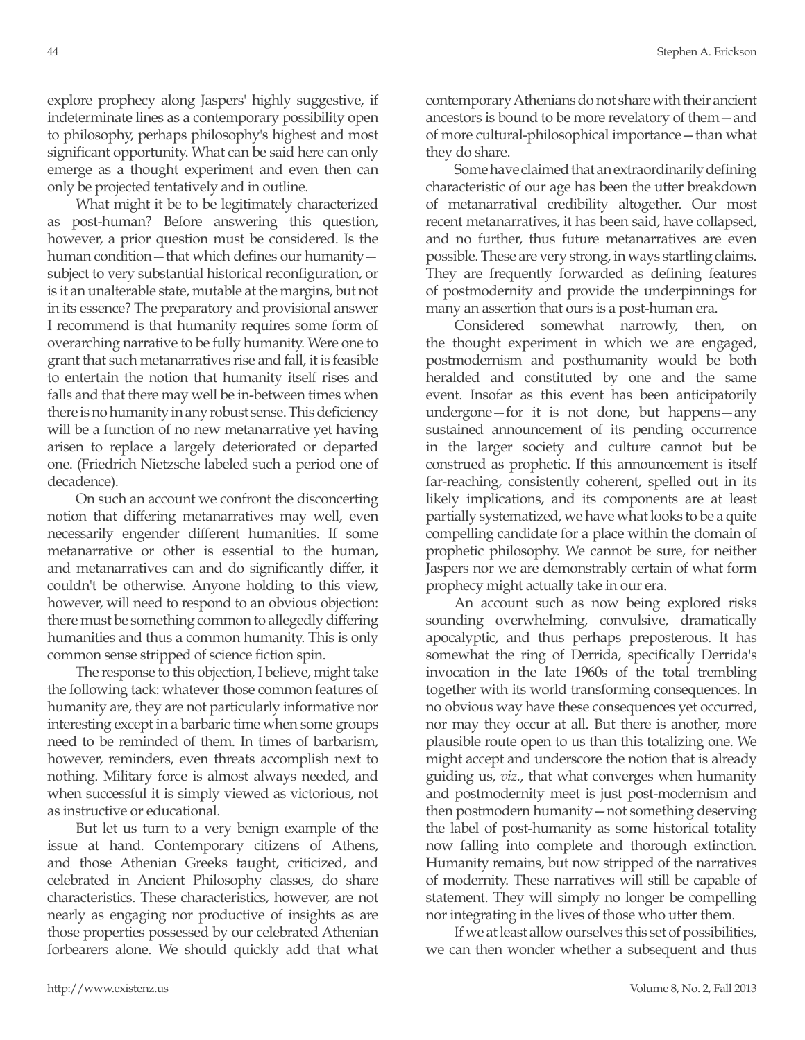explore prophecy along Jaspers' highly suggestive, if indeterminate lines as a contemporary possibility open to philosophy, perhaps philosophy's highest and most significant opportunity. What can be said here can only emerge as a thought experiment and even then can only be projected tentatively and in outline.

What might it be to be legitimately characterized as post-human? Before answering this question, however, a prior question must be considered. Is the human condition—that which defines our humanity—subject to very substantial historical reconfiguration, or is it an unalterable state, mutable at the margins, but not in its essence? The preparatory and provisional answer I recommend is that humanity requires some form of overarching narrative to be fully humanity. Were one to grant that such metanarratives rise and fall, it is feasible to entertain the notion that humanity itself rises and falls and that there may well be in-between times when there is no humanity in any robust sense. This deficiency will be a function of no new metanarrative yet having arisen to replace a largely deteriorated or departed one. (Friedrich Nietzsche labeled such a period one of decadence).

On such an account we confront the disconcerting notion that differing metanarratives may well, even necessarily engender different humanities. If some metanarrative or other is essential to the human, and metanarratives can and do significantly differ, it couldn't be otherwise. Anyone holding to this view, however, will need to respond to an obvious objection: there must be something common to allegedly differing humanities and thus a common humanity. This is only common sense stripped of science fiction spin.

The response to this objection, I believe, might take the following tack: whatever those common features of humanity are, they are not particularly informative nor interesting except in a barbaric time when some groups need to be reminded of them. In times of barbarism, however, reminders, even threats accomplish next to nothing. Military force is almost always needed, and when successful it is simply viewed as victorious, not as instructive or educational.

But let us turn to a very benign example of the issue at hand. Contemporary citizens of Athens, and those Athenian Greeks taught, criticized, and celebrated in Ancient Philosophy classes, do share characteristics. These characteristics, however, are not nearly as engaging nor productive of insights as are those properties possessed by our celebrated Athenian forbearers alone. We should quickly add that what contemporary Athenians do not share with their ancient ancestors is bound to be more revelatory of them—and of more cultural-philosophical importance—than what they do share.

Some have claimed that an extraordinarily defining characteristic of our age has been the utter breakdown of metanarratival credibility altogether. Our most recent metanarratives, it has been said, have collapsed, and no further, thus future metanarratives are even possible. These are very strong, in ways startling claims. They are frequently forwarded as defining features of postmodernity and provide the underpinnings for many an assertion that ours is a post-human era.

Considered somewhat narrowly, then, on the thought experiment in which we are engaged, postmodernism and posthumanity would be both heralded and constituted by one and the same event. Insofar as this event has been anticipatorily undergone—for it is not done, but happens—any sustained announcement of its pending occurrence in the larger society and culture cannot but be construed as prophetic. If this announcement is itself far-reaching, consistently coherent, spelled out in its likely implications, and its components are at least partially systematized, we have what looks to be a quite compelling candidate for a place within the domain of prophetic philosophy. We cannot be sure, for neither Jaspers nor we are demonstrably certain of what form prophecy might actually take in our era.

An account such as now being explored risks sounding overwhelming, convulsive, dramatically apocalyptic, and thus perhaps preposterous. It has somewhat the ring of Derrida, specifically Derrida's invocation in the late 1960s of the total trembling together with its world transforming consequences. In no obvious way have these consequences yet occurred, nor may they occur at all. But there is another, more plausible route open to us than this totalizing one. We might accept and underscore the notion that is already guiding us, *viz.*, that what converges when humanity and postmodernity meet is just post-modernism and then postmodern humanity—not something deserving the label of post-humanity as some historical totality now falling into complete and thorough extinction. Humanity remains, but now stripped of the narratives of modernity. These narratives will still be capable of statement. They will simply no longer be compelling nor integrating in the lives of those who utter them.

If we at least allow ourselves this set of possibilities, we can then wonder whether a subsequent and thus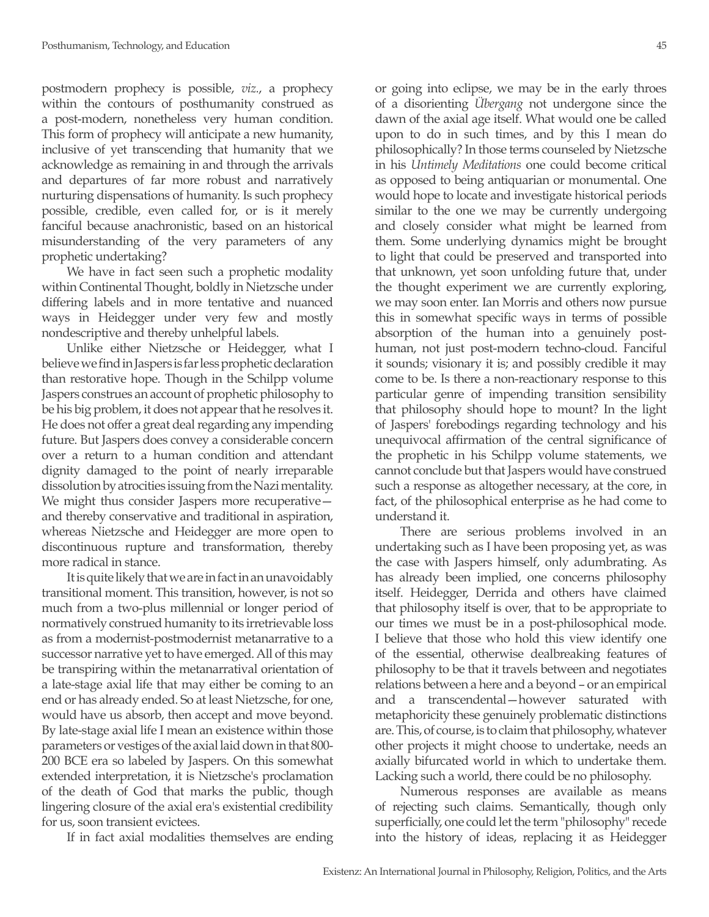postmodern prophecy is possible, *viz.*, a prophecy within the contours of posthumanity construed as a post-modern, nonetheless very human condition. This form of prophecy will anticipate a new humanity, inclusive of yet transcending that humanity that we acknowledge as remaining in and through the arrivals and departures of far more robust and narratively nurturing dispensations of humanity. Is such prophecy possible, credible, even called for, or is it merely fanciful because anachronistic, based on an historical misunderstanding of the very parameters of any prophetic undertaking?

We have in fact seen such a prophetic modality within Continental Thought, boldly in Nietzsche under differing labels and in more tentative and nuanced ways in Heidegger under very few and mostly nondescriptive and thereby unhelpful labels.

Unlike either Nietzsche or Heidegger, what I believe we find in Jaspers is far less prophetic declaration than restorative hope. Though in the Schilpp volume Jaspers construes an account of prophetic philosophy to be his big problem, it does not appear that he resolves it. He does not offer a great deal regarding any impending future. But Jaspers does convey a considerable concern over a return to a human condition and attendant dignity damaged to the point of nearly irreparable dissolution by atrocities issuing from the Nazi mentality. We might thus consider Jaspers more recuperative—and thereby conservative and traditional in aspiration, whereas Nietzsche and Heidegger are more open to discontinuous rupture and transformation, thereby more radical in stance.

It is quite likely that we are in fact in an unavoidably transitional moment. This transition, however, is not so much from a two-plus millennial or longer period of normatively construed humanity to its irretrievable loss as from a modernist-postmodernist metanarrative to a successor narrative yet to have emerged. All of this may be transpiring within the metanarratival orientation of a late-stage axial life that may either be coming to an end or has already ended. So at least Nietzsche, for one, would have us absorb, then accept and move beyond. By late-stage axial life I mean an existence within those parameters or vestiges of the axial laid down in that 800-200 BCE era so labeled by Jaspers. On this somewhat extended interpretation, it is Nietzsche's proclamation of the death of God that marks the public, though lingering closure of the axial era's existential credibility for us, soon transient evictees.

If in fact axial modalities themselves are ending or going into eclipse, we may be in the early throes of a disorienting *Übergang* not undergone since the dawn of the axial age itself. What would one be called upon to do in such times, and by this I mean do philosophically? In those terms counseled by Nietzsche in his *Untimely Meditations* one could become critical as opposed to being antiquarian or monumental. One would hope to locate and investigate historical periods similar to the one we may be currently undergoing and closely consider what might be learned from them. Some underlying dynamics might be brought to light that could be preserved and transported into that unknown, yet soon unfolding future that, under the thought experiment we are currently exploring, we may soon enter. Ian Morris and others now pursue this in somewhat specific ways in terms of possible absorption of the human into a genuinely post-human, not just post-modern techno-cloud. Fanciful it sounds; visionary it is; and possibly credible it may come to be. Is there a non-reactionary response to this particular genre of impending transition sensibility that philosophy should hope to mount? In the light of Jaspers' forebodings regarding technology and his unequivocal affirmation of the central significance of the prophetic in his Schilpp volume statements, we cannot conclude but that Jaspers would have construed such a response as altogether necessary, at the core, in fact, of the philosophical enterprise as he had come to understand it.

There are serious problems involved in an undertaking such as I have been proposing yet, as was the case with Jaspers himself, only adumbrating. As has already been implied, one concerns philosophy itself. Heidegger, Derrida and others have claimed that philosophy itself is over, that to be appropriate to our times we must be in a post-philosophical mode. I believe that those who hold this view identify one of the essential, otherwise dealbreaking features of philosophy to be that it travels between and negotiates relations between a here and a beyond – or an empirical and a transcendental—however saturated with metaphoricity these genuinely problematic distinctions are. This, of course, is to claim that philosophy, whatever other projects it might choose to undertake, needs an axially bifurcated world in which to undertake them. Lacking such a world, there could be no philosophy.

Numerous responses are available as means of rejecting such claims. Semantically, though only superficially, one could let the term "philosophy" recede into the history of ideas, replacing it as Heidegger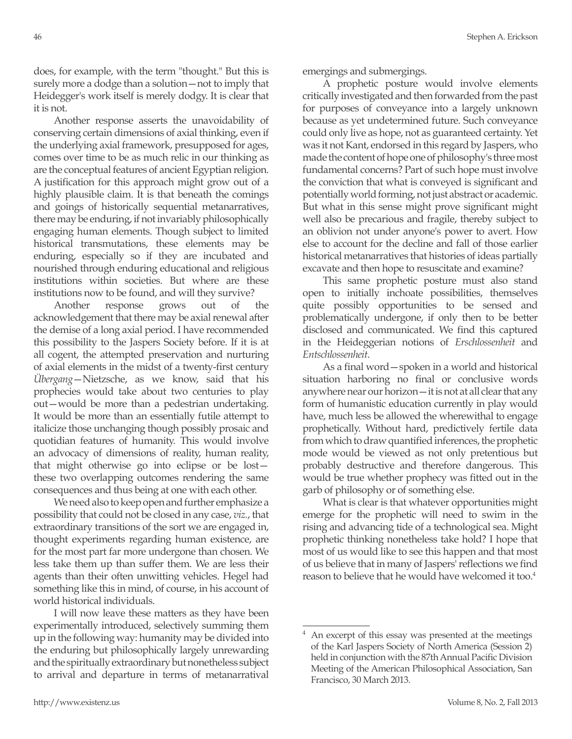does, for example, with the term "thought." But this is surely more a dodge than a solution—not to imply that Heidegger's work itself is merely dodgy. It is clear that it is not.

Another response asserts the unavoidability of conserving certain dimensions of axial thinking, even if the underlying axial framework, presupposed for ages, comes over time to be as much relic in our thinking as are the conceptual features of ancient Egyptian religion. A justification for this approach might grow out of a highly plausible claim. It is that beneath the comings and goings of historically sequential metanarratives, there may be enduring, if not invariably philosophically engaging human elements. Though subject to limited historical transmutations, these elements may be enduring, especially so if they are incubated and nourished through enduring educational and religious institutions within societies. But where are these institutions now to be found, and will they survive?

Another response grows out of the acknowledgement that there may be axial renewal after the demise of a long axial period. I have recommended this possibility to the Jaspers Society before. If it is at all cogent, the attempted preservation and nurturing of axial elements in the midst of a twenty-first century *Übergang*—Nietzsche, as we know, said that his prophecies would take about two centuries to play out—would be more than a pedestrian undertaking. It would be more than an essentially futile attempt to italicize those unchanging though possibly prosaic and quotidian features of humanity. This would involve an advocacy of dimensions of reality, human reality, that might otherwise go into eclipse or be lost—these two overlapping outcomes rendering the same consequences and thus being at one with each other.

We need also to keep open and further emphasize a possibility that could not be closed in any case, *viz.*, that extraordinary transitions of the sort we are engaged in, thought experiments regarding human existence, are for the most part far more undergone than chosen. We less take them up than suffer them. We are less their agents than their often unwitting vehicles. Hegel had something like this in mind, of course, in his account of world historical individuals.

I will now leave these matters as they have been experimentally introduced, selectively summing them up in the following way: humanity may be divided into the enduring but philosophically largely unrewarding and the spiritually extraordinary but nonetheless subject to arrival and departure in terms of metanarratival emergings and submergings.

A prophetic posture would involve elements critically investigated and then forwarded from the past for purposes of conveyance into a largely unknown because as yet undetermined future. Such conveyance could only live as hope, not as guaranteed certainty. Yet was it not Kant, endorsed in this regard by Jaspers, who made the content of hope one of philosophy's three most fundamental concerns? Part of such hope must involve the conviction that what is conveyed is significant and potentially world forming, not just abstract or academic. But what in this sense might prove significant might well also be precarious and fragile, thereby subject to an oblivion not under anyone's power to avert. How else to account for the decline and fall of those earlier historical metanarratives that histories of ideas partially excavate and then hope to resuscitate and examine?

This same prophetic posture must also stand open to initially inchoate possibilities, themselves quite possibly opportunities to be sensed and problematically undergone, if only then to be better disclosed and communicated. We find this captured in the Heideggerian notions of *Erschlossenheit* and *Entschlossenheit*.

As a final word—spoken in a world and historical situation harboring no final or conclusive words anywhere near our horizon—it is not at all clear that any form of humanistic education currently in play would have, much less be allowed the wherewithal to engage prophetically. Without hard, predictively fertile data from which to draw quantified inferences, the prophetic mode would be viewed as not only pretentious but probably destructive and therefore dangerous. This would be true whether prophecy was fitted out in the garb of philosophy or of something else.

What is clear is that whatever opportunities might emerge for the prophetic will need to swim in the rising and advancing tide of a technological sea. Might prophetic thinking nonetheless take hold? I hope that most of us would like to see this happen and that most of us believe that in many of Jaspers' reflections we find reason to believe that he would have welcomed it too.[4]

---

[4] An excerpt of this essay was presented at the meetings of the Karl Jaspers Society of North America (Session 2) held in conjunction with the 87th Annual Pacific Division Meeting of the American Philosophical Association, San Francisco, 30 March 2013.